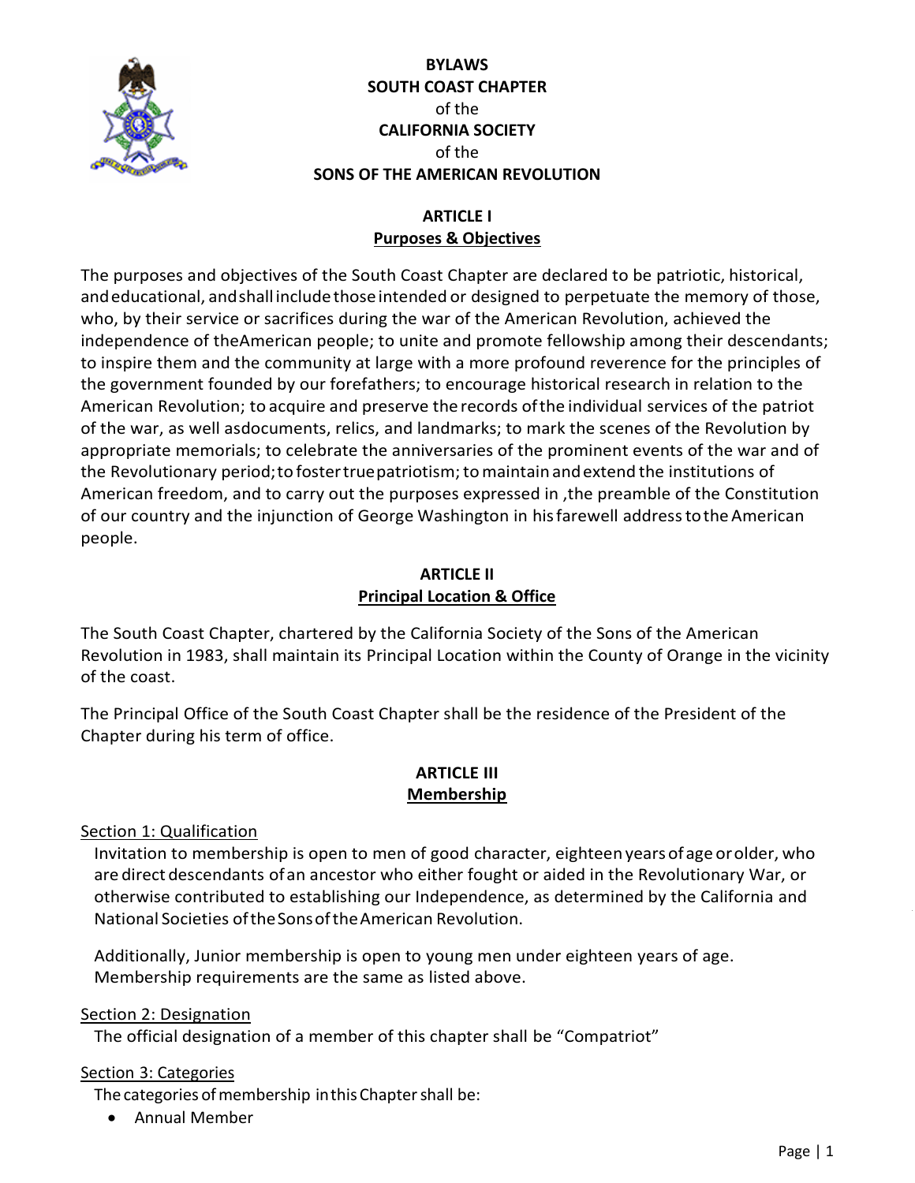# BYLAWS
# SOUTH COAST CHAPTER
of the
# CALIFORNIA SOCIETY
of the
# SONS OF THE AMERICAN REVOLUTION

## ARTICLE I
## Purposes & Objectives

The purposes and objectives of the South Coast Chapter are declared to be patriotic, historical, and educational, and shall include those intended or designed to perpetuate the memory of those, who, by their service or sacrifices during the war of the American Revolution, achieved the independence of the American people; to unite and promote fellowship among their descendants; to inspire them and the community at large with a more profound reverence for the principles of the government founded by our forefathers; to encourage historical research in relation to the American Revolution; to acquire and preserve the records of the individual services of the patriot of the war, as well as documents, relics, and landmarks; to mark the scenes of the Revolution by appropriate memorials; to celebrate the anniversaries of the prominent events of the war and of the Revolutionary period; to foster true patriotism; to maintain and extend the institutions of American freedom, and to carry out the purposes expressed in ,the preamble of the Constitution of our country and the injunction of George Washington in his farewell address to the American people.

## ARTICLE II
## Principal Location & Office

The South Coast Chapter, chartered by the California Society of the Sons of the American Revolution in 1983, shall maintain its Principal Location within the County of Orange in the vicinity of the coast.

The Principal Office of the South Coast Chapter shall be the residence of the President of the Chapter during his term of office.

## ARTICLE III
## Membership

Section 1: Qualification

Invitation to membership is open to men of good character, eighteen years of age or older, who are direct descendants of an ancestor who either fought or aided in the Revolutionary War, or otherwise contributed to establishing our Independence, as determined by the California and National Societies of the Sons of the American Revolution.

Additionally, Junior membership is open to young men under eighteen years of age. Membership requirements are the same as listed above.

Section 2: Designation

The official designation of a member of this chapter shall be "Compatriot"

Section 3: Categories

The categories of membership in this Chapter shall be:

- Annual Member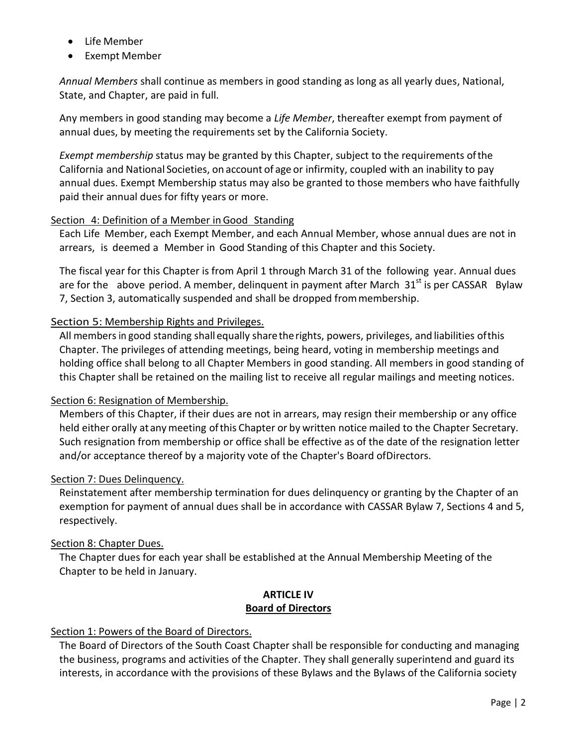- Life Member
- Exempt Member

*Annual Members* shall continue as members in good standing as long as all yearly dues, National, State, and Chapter, are paid in full.

Any members in good standing may become a *Life Member*, thereafter exempt from payment of annual dues, by meeting the requirements set by the California Society.

*Exempt membership* status may be granted by this Chapter, subject to the requirements of the California and National Societies, on account of age or infirmity, coupled with an inability to pay annual dues. Exempt Membership status may also be granted to those members who have faithfully paid their annual dues for fifty years or more.

<u>Section 4: Definition of a Member in Good Standing</u>

Each Life Member, each Exempt Member, and each Annual Member, whose annual dues are not in arrears, is deemed a Member in Good Standing of this Chapter and this Society.

The fiscal year for this Chapter is from April 1 through March 31 of the following year. Annual dues are for the above period. A member, delinquent in payment after March 31st is per CASSAR Bylaw 7, Section 3, automatically suspended and shall be dropped from membership.

<u>Section 5: Membership Rights and Privileges.</u>

All members in good standing shall equally share the rights, powers, privileges, and liabilities of this Chapter. The privileges of attending meetings, being heard, voting in membership meetings and holding office shall belong to all Chapter Members in good standing. All members in good standing of this Chapter shall be retained on the mailing list to receive all regular mailings and meeting notices.

<u>Section 6: Resignation of Membership.</u>

Members of this Chapter, if their dues are not in arrears, may resign their membership or any office held either orally at any meeting of this Chapter or by written notice mailed to the Chapter Secretary. Such resignation from membership or office shall be effective as of the date of the resignation letter and/or acceptance thereof by a majority vote of the Chapter's Board of Directors.

<u>Section 7: Dues Delinquency.</u>

Reinstatement after membership termination for dues delinquency or granting by the Chapter of an exemption for payment of annual dues shall be in accordance with CASSAR Bylaw 7, Sections 4 and 5, respectively.

<u>Section 8: Chapter Dues.</u>

The Chapter dues for each year shall be established at the Annual Membership Meeting of the Chapter to be held in January.

## ARTICLE IV
## Board of Directors

<u>Section 1: Powers of the Board of Directors.</u>

The Board of Directors of the South Coast Chapter shall be responsible for conducting and managing the business, programs and activities of the Chapter. They shall generally superintend and guard its interests, in accordance with the provisions of these Bylaws and the Bylaws of the California society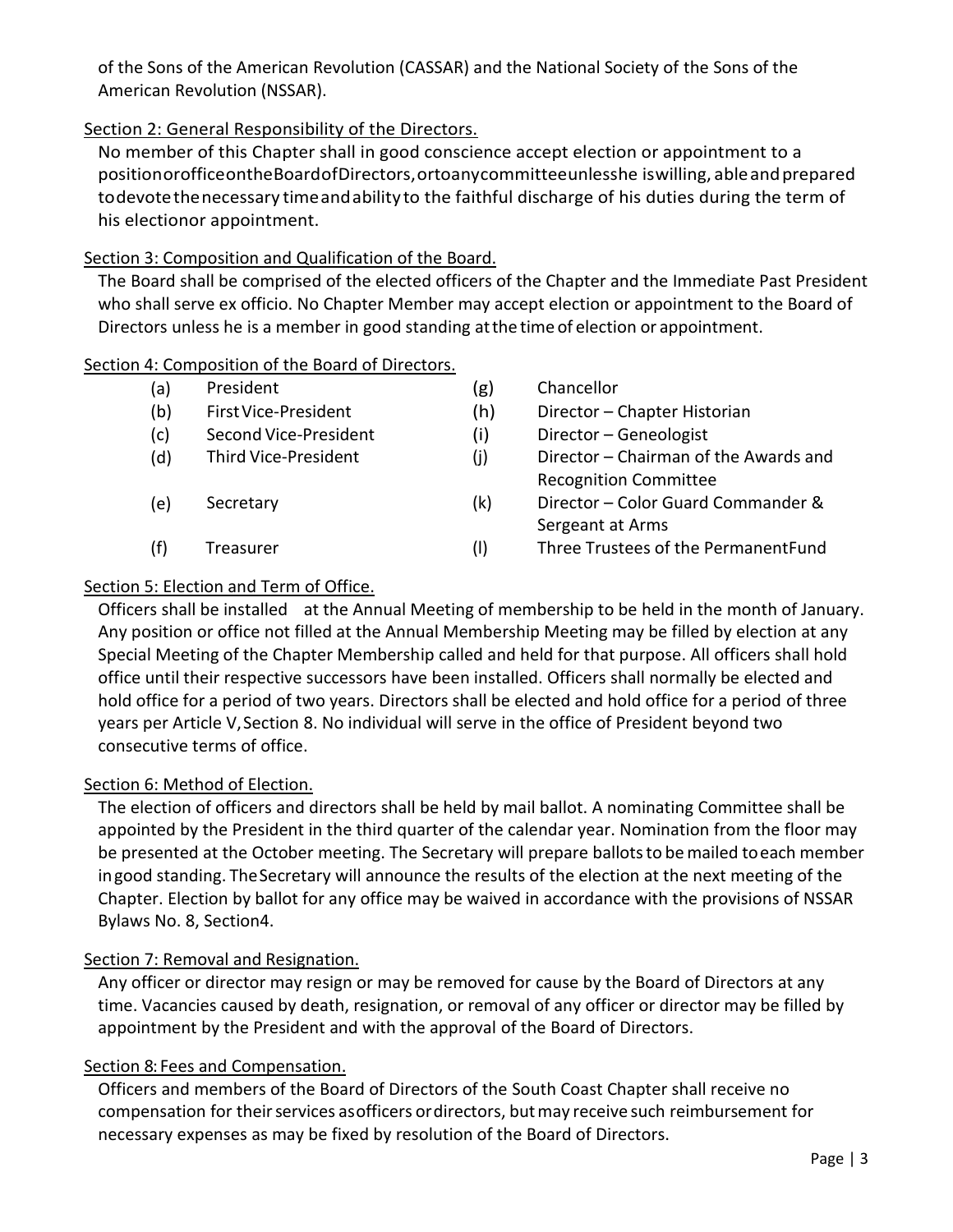of the Sons of the American Revolution (CASSAR) and the National Society of the Sons of the American Revolution (NSSAR).

Section 2: General Responsibility of the Directors.

No member of this Chapter shall in good conscience accept election or appointment to a position or office on the Board of Directors, or to any committee unless he is willing, able and prepared to devote the necessary time and ability to the faithful discharge of his duties during the term of his election or appointment.

Section 3: Composition and Qualification of the Board.

The Board shall be comprised of the elected officers of the Chapter and the Immediate Past President who shall serve ex officio. No Chapter Member may accept election or appointment to the Board of Directors unless he is a member in good standing at the time of election or appointment.

Section 4: Composition of the Board of Directors.

(a) President
(b) First Vice-President
(c) Second Vice-President
(d) Third Vice-President
(e) Secretary
(f) Treasurer
(g) Chancellor
(h) Director – Chapter Historian
(i) Director – Geneologist
(j) Director – Chairman of the Awards and Recognition Committee
(k) Director – Color Guard Commander & Sergeant at Arms
(l) Three Trustees of the Permanent Fund

Section 5: Election and Term of Office.

Officers shall be installed at the Annual Meeting of membership to be held in the month of January. Any position or office not filled at the Annual Membership Meeting may be filled by election at any Special Meeting of the Chapter Membership called and held for that purpose. All officers shall hold office until their respective successors have been installed. Officers shall normally be elected and hold office for a period of two years. Directors shall be elected and hold office for a period of three years per Article V, Section 8. No individual will serve in the office of President beyond two consecutive terms of office.

Section 6: Method of Election.

The election of officers and directors shall be held by mail ballot. A nominating Committee shall be appointed by the President in the third quarter of the calendar year. Nomination from the floor may be presented at the October meeting. The Secretary will prepare ballots to be mailed to each member in good standing. The Secretary will announce the results of the election at the next meeting of the Chapter. Election by ballot for any office may be waived in accordance with the provisions of NSSAR Bylaws No. 8, Section 4.

Section 7: Removal and Resignation.

Any officer or director may resign or may be removed for cause by the Board of Directors at any time. Vacancies caused by death, resignation, or removal of any officer or director may be filled by appointment by the President and with the approval of the Board of Directors.

Section 8: Fees and Compensation.

Officers and members of the Board of Directors of the South Coast Chapter shall receive no compensation for their services as officers or directors, but may receive such reimbursement for necessary expenses as may be fixed by resolution of the Board of Directors.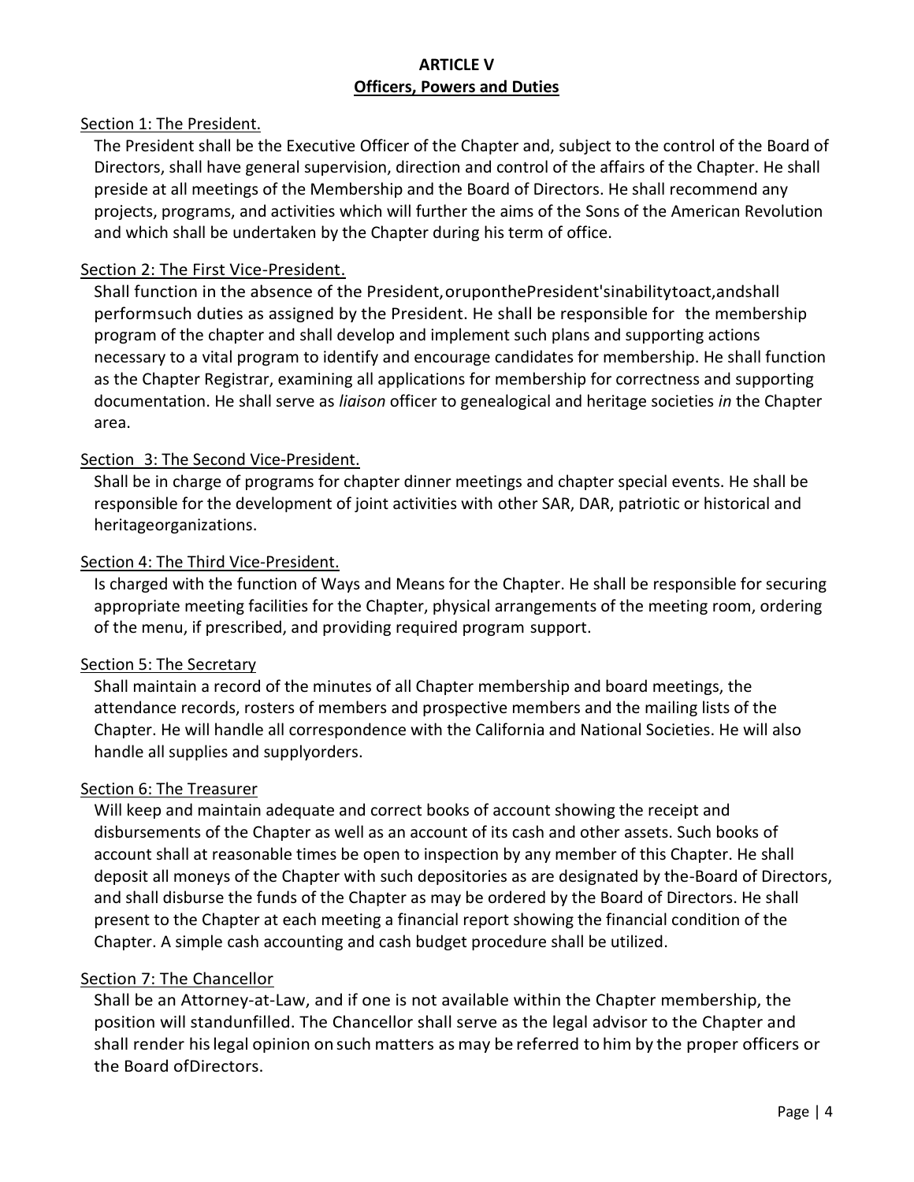**ARTICLE V**

**Officers, Powers and Duties**

Section 1: The President.

The President shall be the Executive Officer of the Chapter and, subject to the control of the Board of Directors, shall have general supervision, direction and control of the affairs of the Chapter. He shall preside at all meetings of the Membership and the Board of Directors. He shall recommend any projects, programs, and activities which will further the aims of the Sons of the American Revolution and which shall be undertaken by the Chapter during his term of office.

Section 2: The First Vice-President.

Shall function in the absence of the President,oruponthePresident'sinabilitytoact,andshall performsuch duties as assigned by the President. He shall be responsible for the membership program of the chapter and shall develop and implement such plans and supporting actions necessary to a vital program to identify and encourage candidates for membership. He shall function as the Chapter Registrar, examining all applications for membership for correctness and supporting documentation. He shall serve as *liaison* officer to genealogical and heritage societies *in* the Chapter area.

Section 3: The Second Vice-President.

Shall be in charge of programs for chapter dinner meetings and chapter special events. He shall be responsible for the development of joint activities with other SAR, DAR, patriotic or historical and heritageorganizations.

Section 4: The Third Vice-President.

Is charged with the function of Ways and Means for the Chapter. He shall be responsible for securing appropriate meeting facilities for the Chapter, physical arrangements of the meeting room, ordering of the menu, if prescribed, and providing required program support.

Section 5: The Secretary

Shall maintain a record of the minutes of all Chapter membership and board meetings, the attendance records, rosters of members and prospective members and the mailing lists of the Chapter. He will handle all correspondence with the California and National Societies. He will also handle all supplies and supplyorders.

Section 6: The Treasurer

Will keep and maintain adequate and correct books of account showing the receipt and disbursements of the Chapter as well as an account of its cash and other assets. Such books of account shall at reasonable times be open to inspection by any member of this Chapter. He shall deposit all moneys of the Chapter with such depositories as are designated by the-Board of Directors, and shall disburse the funds of the Chapter as may be ordered by the Board of Directors. He shall present to the Chapter at each meeting a financial report showing the financial condition of the Chapter. A simple cash accounting and cash budget procedure shall be utilized.

Section 7: The Chancellor

Shall be an Attorney-at-Law, and if one is not available within the Chapter membership, the position will standunfilled. The Chancellor shall serve as the legal advisor to the Chapter and shall render hislegal opinion onsuch matters as may be referred to him by the proper officers or the Board ofDirectors.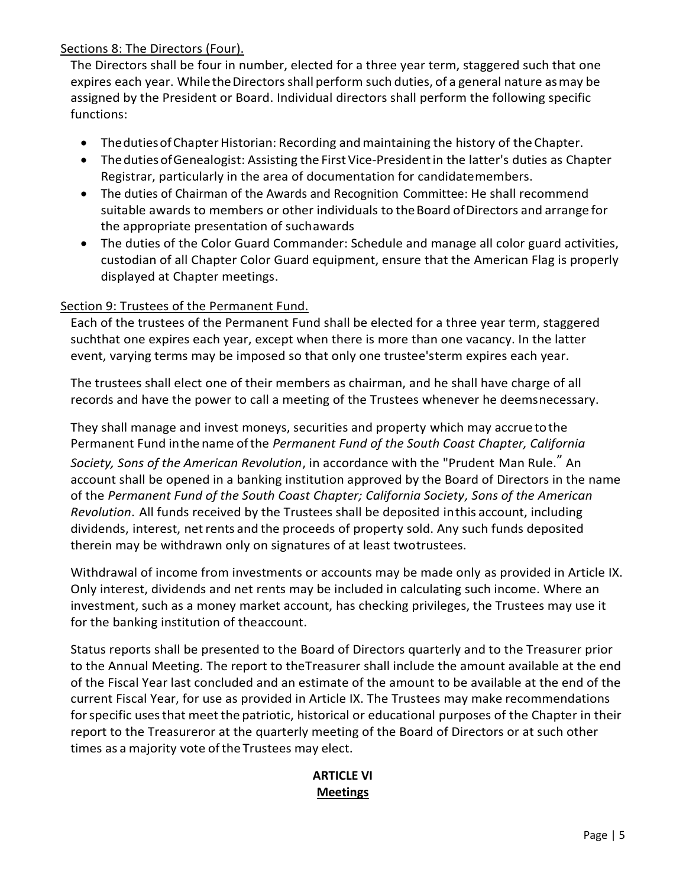Sections 8: The Directors (Four).

The Directors shall be four in number, elected for a three year term, staggered such that one expires each year. While the Directors shall perform such duties, of a general nature as may be assigned by the President or Board. Individual directors shall perform the following specific functions:

- The duties of Chapter Historian: Recording and maintaining the history of the Chapter.
- The duties of Genealogist: Assisting the First Vice-President in the latter's duties as Chapter Registrar, particularly in the area of documentation for candidate members.
- The duties of Chairman of the Awards and Recognition Committee: He shall recommend suitable awards to members or other individuals to the Board of Directors and arrange for the appropriate presentation of such awards
- The duties of the Color Guard Commander: Schedule and manage all color guard activities, custodian of all Chapter Color Guard equipment, ensure that the American Flag is properly displayed at Chapter meetings.

Section 9: Trustees of the Permanent Fund.

Each of the trustees of the Permanent Fund shall be elected for a three year term, staggered such that one expires each year, except when there is more than one vacancy. In the latter event, varying terms may be imposed so that only one trustee's term expires each year.

The trustees shall elect one of their members as chairman, and he shall have charge of all records and have the power to call a meeting of the Trustees whenever he deems necessary.

They shall manage and invest moneys, securities and property which may accrue to the Permanent Fund in the name of the *Permanent Fund of the South Coast Chapter, California Society, Sons of the American Revolution*, in accordance with the "Prudent Man Rule." An account shall be opened in a banking institution approved by the Board of Directors in the name of the *Permanent Fund of the South Coast Chapter; California Society, Sons of the American Revolution*. All funds received by the Trustees shall be deposited in this account, including dividends, interest, net rents and the proceeds of property sold. Any such funds deposited therein may be withdrawn only on signatures of at least two trustees.

Withdrawal of income from investments or accounts may be made only as provided in Article IX. Only interest, dividends and net rents may be included in calculating such income. Where an investment, such as a money market account, has checking privileges, the Trustees may use it for the banking institution of the account.

Status reports shall be presented to the Board of Directors quarterly and to the Treasurer prior to the Annual Meeting. The report to the Treasurer shall include the amount available at the end of the Fiscal Year last concluded and an estimate of the amount to be available at the end of the current Fiscal Year, for use as provided in Article IX. The Trustees may make recommendations for specific uses that meet the patriotic, historical or educational purposes of the Chapter in their report to the Treasurer or at the quarterly meeting of the Board of Directors or at such other times as a majority vote of the Trustees may elect.

## ARTICLE VI
## Meetings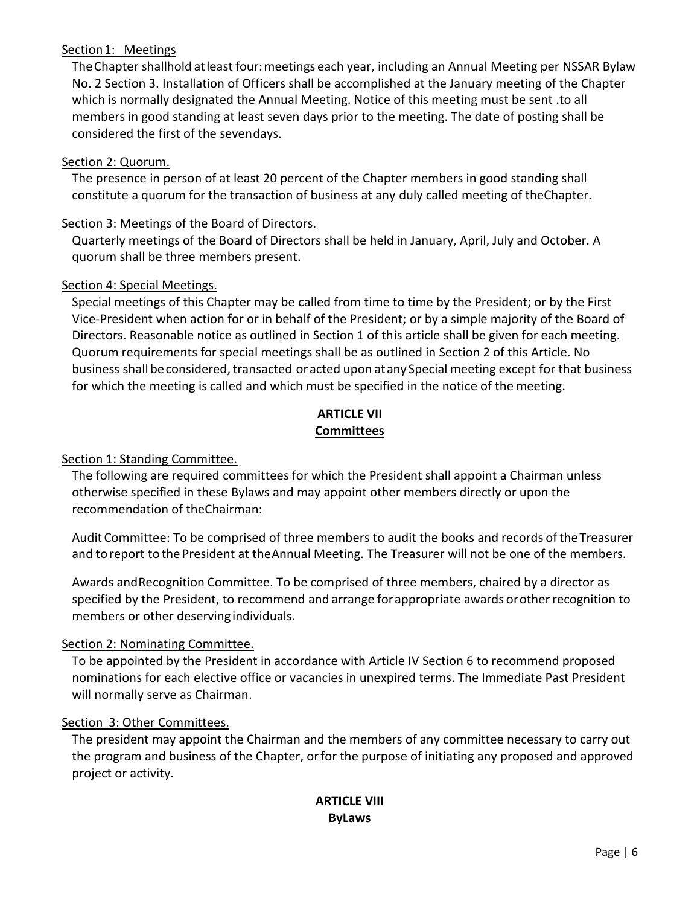Section 1: Meetings

The Chapter shall hold at least four: meetings each year, including an Annual Meeting per NSSAR Bylaw No. 2 Section 3. Installation of Officers shall be accomplished at the January meeting of the Chapter which is normally designated the Annual Meeting. Notice of this meeting must be sent .to all members in good standing at least seven days prior to the meeting. The date of posting shall be considered the first of the seven days.

Section 2: Quorum.

The presence in person of at least 20 percent of the Chapter members in good standing shall constitute a quorum for the transaction of business at any duly called meeting of the Chapter.

Section 3: Meetings of the Board of Directors.

Quarterly meetings of the Board of Directors shall be held in January, April, July and October. A quorum shall be three members present.

Section 4: Special Meetings.

Special meetings of this Chapter may be called from time to time by the President; or by the First Vice-President when action for or in behalf of the President; or by a simple majority of the Board of Directors. Reasonable notice as outlined in Section 1 of this article shall be given for each meeting. Quorum requirements for special meetings shall be as outlined in Section 2 of this Article. No business shall be considered, transacted or acted upon at any Special meeting except for that business for which the meeting is called and which must be specified in the notice of the meeting.

## ARTICLE VII
## Committees

Section 1: Standing Committee.

The following are required committees for which the President shall appoint a Chairman unless otherwise specified in these Bylaws and may appoint other members directly or upon the recommendation of the Chairman:

Audit Committee: To be comprised of three members to audit the books and records of the Treasurer and to report to the President at the Annual Meeting. The Treasurer will not be one of the members.

Awards and Recognition Committee. To be comprised of three members, chaired by a director as specified by the President, to recommend and arrange for appropriate awards or other recognition to members or other deserving individuals.

Section 2: Nominating Committee.

To be appointed by the President in accordance with Article IV Section 6 to recommend proposed nominations for each elective office or vacancies in unexpired terms. The Immediate Past President will normally serve as Chairman.

Section 3: Other Committees.

The president may appoint the Chairman and the members of any committee necessary to carry out the program and business of the Chapter, or for the purpose of initiating any proposed and approved project or activity.

## ARTICLE VIII
## ByLaws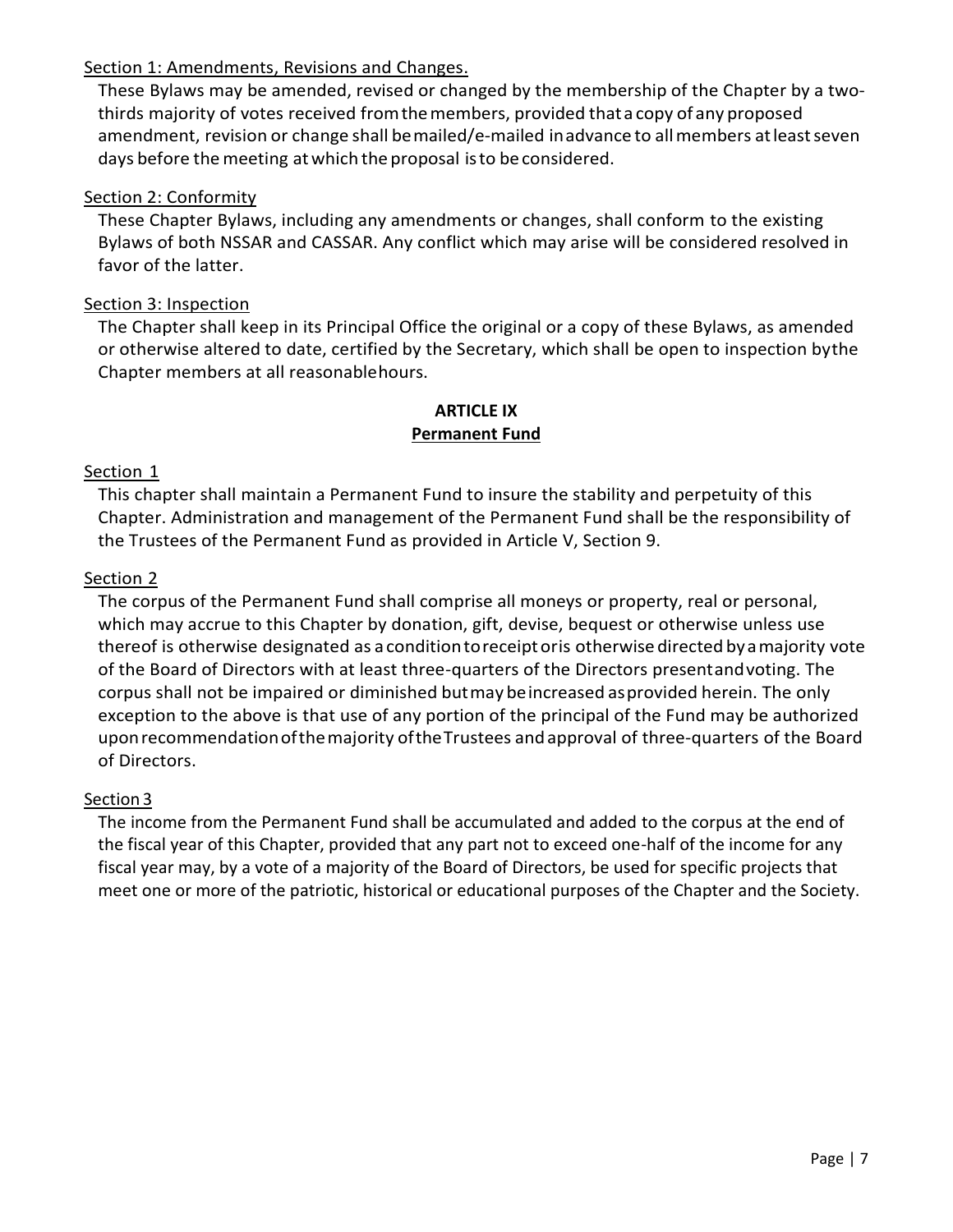Section 1: Amendments, Revisions and Changes.

These Bylaws may be amended, revised or changed by the membership of the Chapter by a two-thirds majority of votes received from the members, provided that a copy of any proposed amendment, revision or change shall be mailed/e-mailed in advance to all members at least seven days before the meeting at which the proposal is to be considered.

Section 2: Conformity

These Chapter Bylaws, including any amendments or changes, shall conform to the existing Bylaws of both NSSAR and CASSAR. Any conflict which may arise will be considered resolved in favor of the latter.

Section 3: Inspection

The Chapter shall keep in its Principal Office the original or a copy of these Bylaws, as amended or otherwise altered to date, certified by the Secretary, which shall be open to inspection by the Chapter members at all reasonable hours.

## ARTICLE IX
## Permanent Fund

Section 1

This chapter shall maintain a Permanent Fund to insure the stability and perpetuity of this Chapter. Administration and management of the Permanent Fund shall be the responsibility of the Trustees of the Permanent Fund as provided in Article V, Section 9.

Section 2

The corpus of the Permanent Fund shall comprise all moneys or property, real or personal, which may accrue to this Chapter by donation, gift, devise, bequest or otherwise unless use thereof is otherwise designated as a condition to receipt or is otherwise directed by a majority vote of the Board of Directors with at least three-quarters of the Directors present and voting. The corpus shall not be impaired or diminished but may be increased as provided herein. The only exception to the above is that use of any portion of the principal of the Fund may be authorized upon recommendation of the majority of the Trustees and approval of three-quarters of the Board of Directors.

Section 3

The income from the Permanent Fund shall be accumulated and added to the corpus at the end of the fiscal year of this Chapter, provided that any part not to exceed one-half of the income for any fiscal year may, by a vote of a majority of the Board of Directors, be used for specific projects that meet one or more of the patriotic, historical or educational purposes of the Chapter and the Society.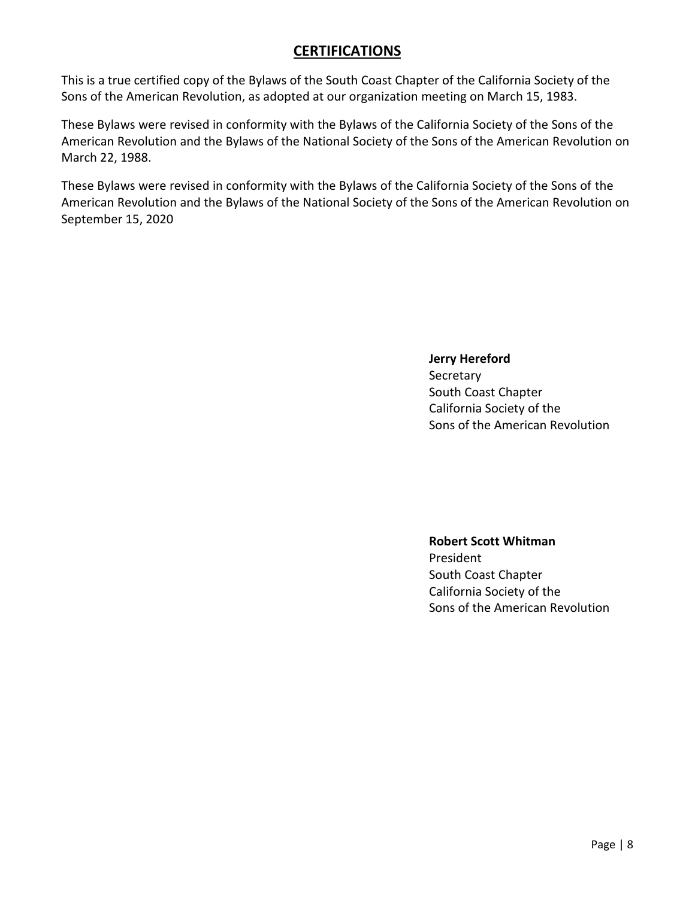## CERTIFICATIONS

This is a true certified copy of the Bylaws of the South Coast Chapter of the California Society of the Sons of the American Revolution, as adopted at our organization meeting on March 15, 1983.

These Bylaws were revised in conformity with the Bylaws of the California Society of the Sons of the American Revolution and the Bylaws of the National Society of the Sons of the American Revolution on March 22, 1988.

These Bylaws were revised in conformity with the Bylaws of the California Society of the Sons of the American Revolution and the Bylaws of the National Society of the Sons of the American Revolution on September 15, 2020

**Jerry Hereford**
Secretary
South Coast Chapter
California Society of the
Sons of the American Revolution

**Robert Scott Whitman**
President
South Coast Chapter
California Society of the
Sons of the American Revolution